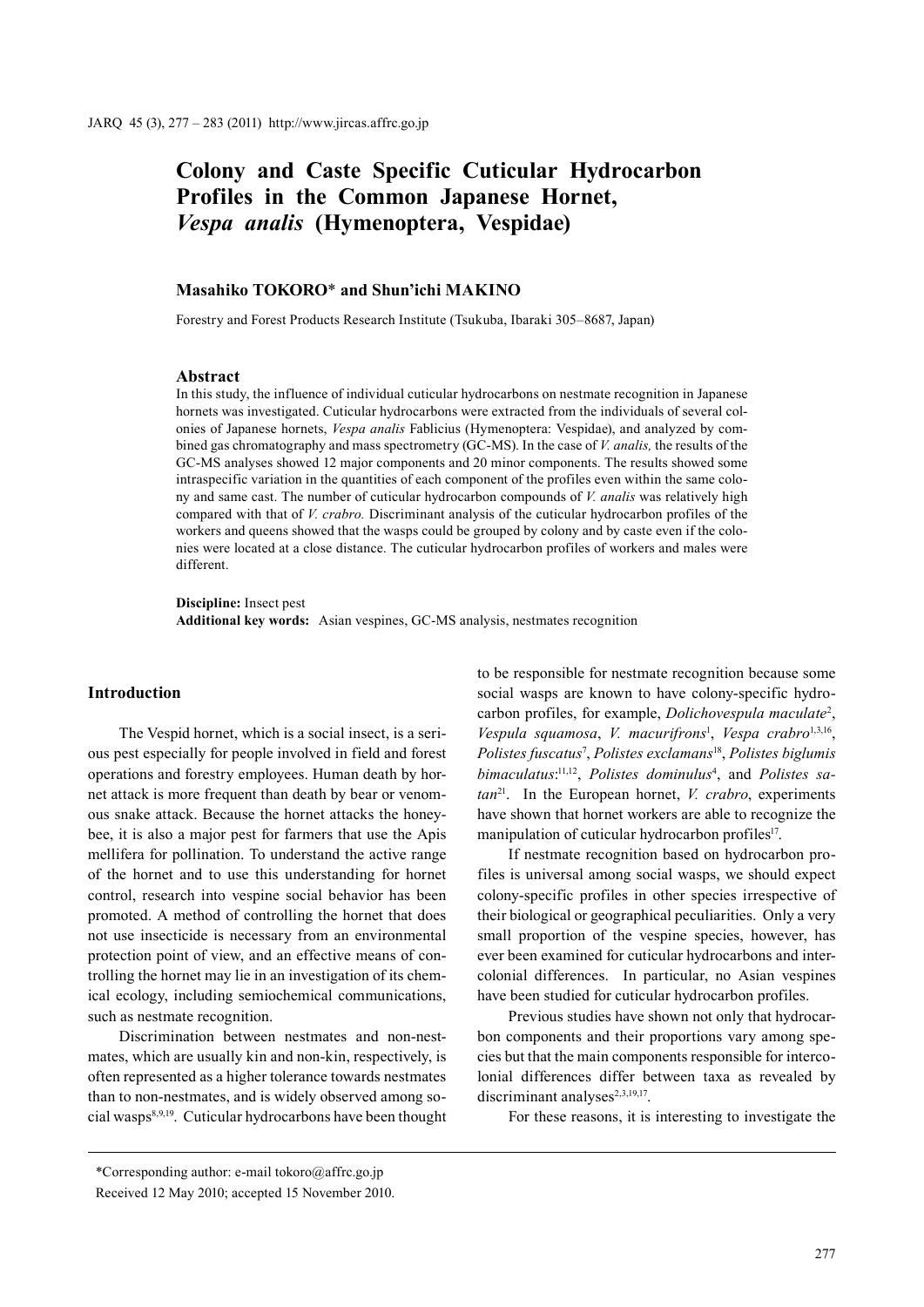# Colony and Caste Specific Cuticular Hydrocarbon Profiles in the Common Japanese Hornet, *Vespa analis* (Hymenoptera, Vespidae)

**Masahiko TOKORO*** **and Shun'ichi MAKINO**

Forestry and Forest Products Research Institute (Tsukuba, Ibaraki 305–8687, Japan)

## Abstract

In this study, the influence of individual cuticular hydrocarbons on nestmate recognition in Japanese hornets was investigated. Cuticular hydrocarbons were extracted from the individuals of several colonies of Japanese hornets, *Vespa analis* Fablicius (Hymenoptera: Vespidae), and analyzed by combined gas chromatography and mass spectrometry (GC-MS). In the case of *V. analis,* the results of the GC-MS analyses showed 12 major components and 20 minor components. The results showed some intraspecific variation in the quantities of each component of the profiles even within the same colony and same cast. The number of cuticular hydrocarbon compounds of *V. analis* was relatively high compared with that of *V. crabro.* Discriminant analysis of the cuticular hydrocarbon profiles of the workers and queens showed that the wasps could be grouped by colony and by caste even if the colonies were located at a close distance. The cuticular hydrocarbon profiles of workers and males were different.

**Discipline:** Insect pest
**Additional key words:** Asian vespines, GC-MS analysis, nestmates recognition

## Introduction

The Vespid hornet, which is a social insect, is a serious pest especially for people involved in field and forest operations and forestry employees. Human death by hornet attack is more frequent than death by bear or venomous snake attack. Because the hornet attacks the honeybee, it is also a major pest for farmers that use the Apis mellifera for pollination. To understand the active range of the hornet and to use this understanding for hornet control, research into vespine social behavior has been promoted. A method of controlling the hornet that does not use insecticide is necessary from an environmental protection point of view, and an effective means of controlling the hornet may lie in an investigation of its chemical ecology, including semiochemical communications, such as nestmate recognition.

Discrimination between nestmates and non-nestmates, which are usually kin and non-kin, respectively, is often represented as a higher tolerance towards nestmates than to non-nestmates, and is widely observed among social wasps[8,9,19]. Cuticular hydrocarbons have been thought to be responsible for nestmate recognition because some social wasps are known to have colony-specific hydrocarbon profiles, for example, *Dolichovespula maculate*[2], *Vespula squamosa*, *V. macurifrons*[1], *Vespa crabro*[1,3,16], *Polistes fuscatus*[7], *Polistes exclamans*[18], *Polistes biglumis bimaculatus*:[11,12], *Polistes dominulus*[4], and *Polistes satan*[21]. In the European hornet, *V. crabro*, experiments have shown that hornet workers are able to recognize the manipulation of cuticular hydrocarbon profiles[17].

If nestmate recognition based on hydrocarbon profiles is universal among social wasps, we should expect colony-specific profiles in other species irrespective of their biological or geographical peculiarities. Only a very small proportion of the vespine species, however, has ever been examined for cuticular hydrocarbons and intercolonial differences. In particular, no Asian vespines have been studied for cuticular hydrocarbon profiles.

Previous studies have shown not only that hydrocarbon components and their proportions vary among species but that the main components responsible for intercolonial differences differ between taxa as revealed by discriminant analyses[2,3,19,17].

For these reasons, it is interesting to investigate the

*Corresponding author: e-mail tokoro@affrc.go.jp

Received 12 May 2010; accepted 15 November 2010.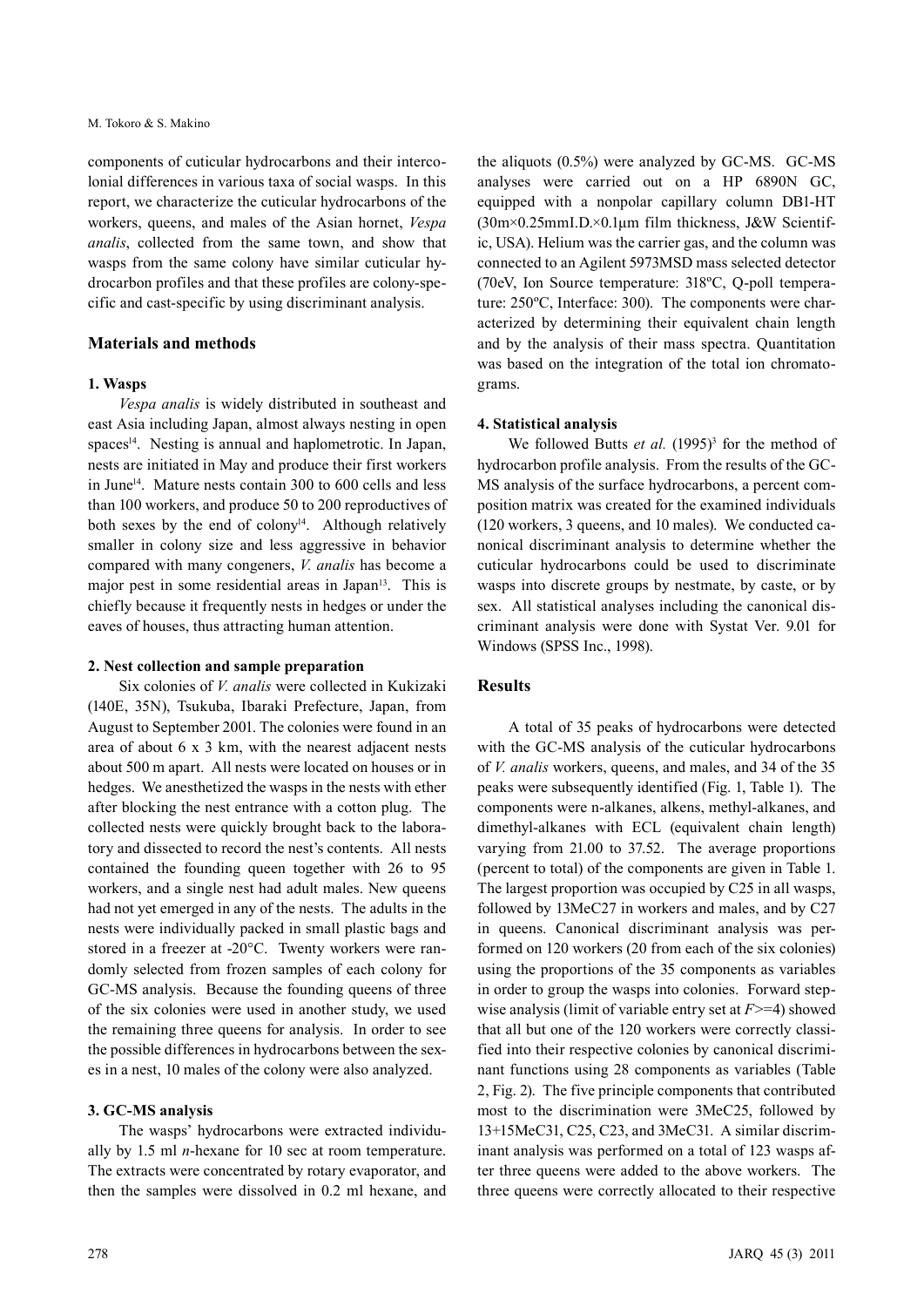components of cuticular hydrocarbons and their intercolonial differences in various taxa of social wasps. In this report, we characterize the cuticular hydrocarbons of the workers, queens, and males of the Asian hornet, *Vespa analis*, collected from the same town, and show that wasps from the same colony have similar cuticular hydrocarbon profiles and that these profiles are colony-specific and cast-specific by using discriminant analysis.

## Materials and methods

### 1. Wasps

*Vespa analis* is widely distributed in southeast and east Asia including Japan, almost always nesting in open spaces[14]. Nesting is annual and haplometrotic. In Japan, nests are initiated in May and produce their first workers in June[14]. Mature nests contain 300 to 600 cells and less than 100 workers, and produce 50 to 200 reproductives of both sexes by the end of colony[14]. Although relatively smaller in colony size and less aggressive in behavior compared with many congeners, *V. analis* has become a major pest in some residential areas in Japan[13]. This is chiefly because it frequently nests in hedges or under the eaves of houses, thus attracting human attention.

### 2. Nest collection and sample preparation

Six colonies of *V. analis* were collected in Kukizaki (140E, 35N), Tsukuba, Ibaraki Prefecture, Japan, from August to September 2001. The colonies were found in an area of about 6 x 3 km, with the nearest adjacent nests about 500 m apart. All nests were located on houses or in hedges. We anesthetized the wasps in the nests with ether after blocking the nest entrance with a cotton plug. The collected nests were quickly brought back to the laboratory and dissected to record the nest's contents. All nests contained the founding queen together with 26 to 95 workers, and a single nest had adult males. New queens had not yet emerged in any of the nests. The adults in the nests were individually packed in small plastic bags and stored in a freezer at -20°C. Twenty workers were randomly selected from frozen samples of each colony for GC-MS analysis. Because the founding queens of three of the six colonies were used in another study, we used the remaining three queens for analysis. In order to see the possible differences in hydrocarbons between the sexes in a nest, 10 males of the colony were also analyzed.

### 3. GC-MS analysis

The wasps' hydrocarbons were extracted individually by 1.5 ml *n*-hexane for 10 sec at room temperature. The extracts were concentrated by rotary evaporator, and then the samples were dissolved in 0.2 ml hexane, and the aliquots (0.5%) were analyzed by GC-MS. GC-MS analyses were carried out on a HP 6890N GC, equipped with a nonpolar capillary column DB1-HT (30m×0.25mmI.D.×0.1μm film thickness, J&W Scientific, USA). Helium was the carrier gas, and the column was connected to an Agilent 5973MSD mass selected detector (70eV, Ion Source temperature: 318ºC, Q-poll temperature: 250ºC, Interface: 300). The components were characterized by determining their equivalent chain length and by the analysis of their mass spectra. Quantitation was based on the integration of the total ion chromatograms.

### 4. Statistical analysis

We followed Butts *et al.* (1995)[3] for the method of hydrocarbon profile analysis. From the results of the GC-MS analysis of the surface hydrocarbons, a percent composition matrix was created for the examined individuals (120 workers, 3 queens, and 10 males). We conducted canonical discriminant analysis to determine whether the cuticular hydrocarbons could be used to discriminate wasps into discrete groups by nestmate, by caste, or by sex. All statistical analyses including the canonical discriminant analysis were done with Systat Ver. 9.01 for Windows (SPSS Inc., 1998).

## Results

A total of 35 peaks of hydrocarbons were detected with the GC-MS analysis of the cuticular hydrocarbons of *V. analis* workers, queens, and males, and 34 of the 35 peaks were subsequently identified (Fig. 1, Table 1). The components were n-alkanes, alkens, methyl-alkanes, and dimethyl-alkanes with ECL (equivalent chain length) varying from 21.00 to 37.52. The average proportions (percent to total) of the components are given in Table 1. The largest proportion was occupied by C25 in all wasps, followed by 13MeC27 in workers and males, and by C27 in queens. Canonical discriminant analysis was performed on 120 workers (20 from each of the six colonies) using the proportions of the 35 components as variables in order to group the wasps into colonies. Forward stepwise analysis (limit of variable entry set at $F$>=4) showed that all but one of the 120 workers were correctly classified into their respective colonies by canonical discriminant functions using 28 components as variables (Table 2, Fig. 2). The five principle components that contributed most to the discrimination were 3MeC25, followed by 13+15MeC31, C25, C23, and 3MeC31. A similar discriminant analysis was performed on a total of 123 wasps after three queens were added to the above workers. The three queens were correctly allocated to their respective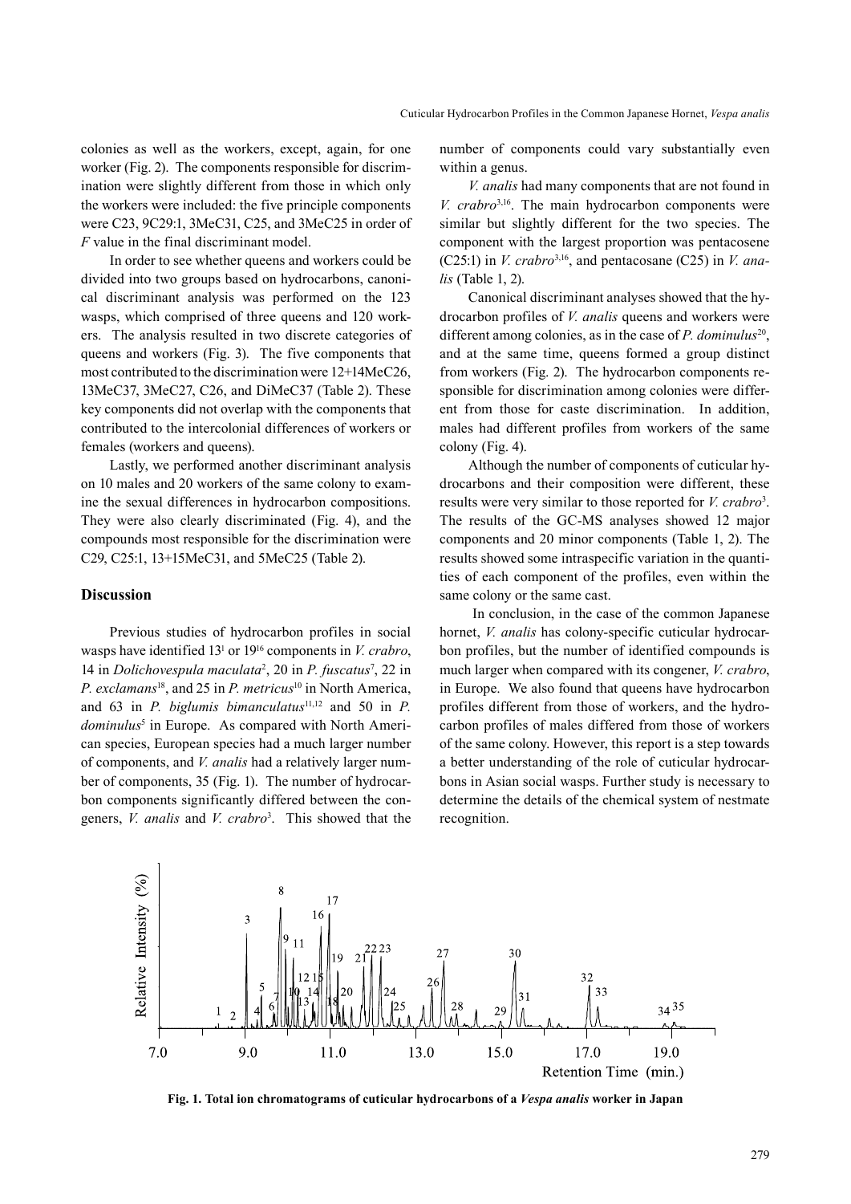colonies as well as the workers, except, again, for one worker (Fig. 2). The components responsible for discrimination were slightly different from those in which only the workers were included: the five principle components were C23, 9C29:1, 3MeC31, C25, and 3MeC25 in order of *F* value in the final discriminant model.

In order to see whether queens and workers could be divided into two groups based on hydrocarbons, canonical discriminant analysis was performed on the 123 wasps, which comprised of three queens and 120 workers. The analysis resulted in two discrete categories of queens and workers (Fig. 3). The five components that most contributed to the discrimination were 12+14MeC26, 13MeC37, 3MeC27, C26, and DiMeC37 (Table 2). These key components did not overlap with the components that contributed to the intercolonial differences of workers or females (workers and queens).

Lastly, we performed another discriminant analysis on 10 males and 20 workers of the same colony to examine the sexual differences in hydrocarbon compositions. They were also clearly discriminated (Fig. 4), and the compounds most responsible for the discrimination were C29, C25:1, 13+15MeC31, and 5MeC25 (Table 2).

## Discussion

Previous studies of hydrocarbon profiles in social wasps have identified 13[1] or 19[16] components in *V. crabro*, 14 in *Dolichovespula maculata*[2], 20 in *P. fuscatus*[7], 22 in *P. exclamans*[18], and 25 in *P. metricus*[10] in North America, and 63 in *P. biglumis bimanculatus*[11,12] and 50 in *P. dominulus*[5] in Europe. As compared with North American species, European species had a much larger number of components, and *V. analis* had a relatively larger number of components, 35 (Fig. 1). The number of hydrocarbon components significantly differed between the congeners, *V. analis* and *V. crabro*[3]. This showed that the number of components could vary substantially even within a genus.

*V. analis* had many components that are not found in *V. crabro*[3,16]. The main hydrocarbon components were similar but slightly different for the two species. The component with the largest proportion was pentacosene (C25:1) in *V. crabro*[3,16], and pentacosane (C25) in *V. analis* (Table 1, 2).

Canonical discriminant analyses showed that the hydrocarbon profiles of *V. analis* queens and workers were different among colonies, as in the case of *P. dominulus*[20], and at the same time, queens formed a group distinct from workers (Fig. 2). The hydrocarbon components responsible for discrimination among colonies were different from those for caste discrimination. In addition, males had different profiles from workers of the same colony (Fig. 4).

Although the number of components of cuticular hydrocarbons and their composition were different, these results were very similar to those reported for *V. crabro*[3]. The results of the GC-MS analyses showed 12 major components and 20 minor components (Table 1, 2). The results showed some intraspecific variation in the quantities of each component of the profiles, even within the same colony or the same cast.

In conclusion, in the case of the common Japanese hornet, *V. analis* has colony-specific cuticular hydrocarbon profiles, but the number of identified compounds is much larger when compared with its congener, *V. crabro*, in Europe. We also found that queens have hydrocarbon profiles different from those of workers, and the hydrocarbon profiles of males differed from those of workers of the same colony. However, this report is a step towards a better understanding of the role of cuticular hydrocarbons in Asian social wasps. Further study is necessary to determine the details of the chemical system of nestmate recognition.

**Fig. 1. Total ion chromatograms of cuticular hydrocarbons of a *Vespa analis* worker in Japan**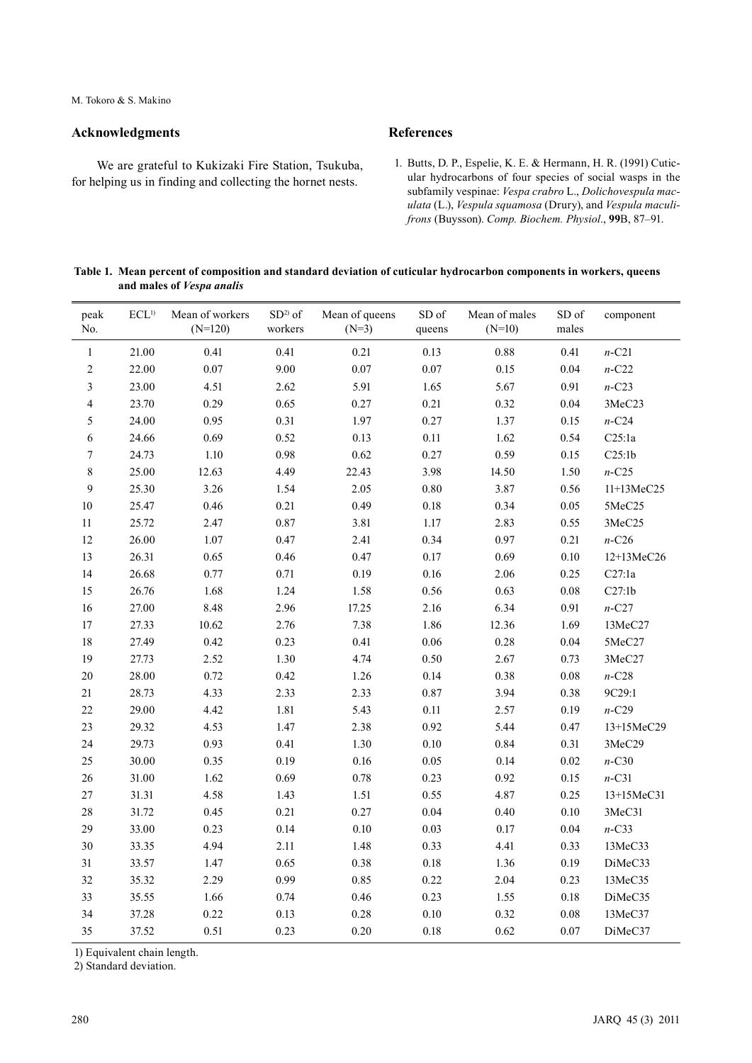## Acknowledgments

We are grateful to Kukizaki Fire Station, Tsukuba, for helping us in finding and collecting the hornet nests.

## References

1. Butts, D. P., Espelie, K. E. & Hermann, H. R. (1991) Cuticular hydrocarbons of four species of social wasps in the subfamily vespinae: *Vespa crabro* L., *Dolichovespula maculata* (L.), *Vespula squamosa* (Drury), and *Vespula maculifrons* (Buysson). *Comp. Biochem. Physiol*., **99**B, 87–91.

**Table 1. Mean percent of composition and standard deviation of cuticular hydrocarbon components in workers, queens and males of *Vespa analis***

| peak No. | ECL[1)] | Mean of workers (N=120) | SD[2)] of workers | Mean of queens (N=3) | SD of queens | Mean of males (N=10) | SD of males | component |
|---|---|---|---|---|---|---|---|---|
| 1 | 21.00 | 0.41 | 0.41 | 0.21 | 0.13 | 0.88 | 0.41 | *n*-C21 |
| 2 | 22.00 | 0.07 | 9.00 | 0.07 | 0.07 | 0.15 | 0.04 | *n*-C22 |
| 3 | 23.00 | 4.51 | 2.62 | 5.91 | 1.65 | 5.67 | 0.91 | *n*-C23 |
| 4 | 23.70 | 0.29 | 0.65 | 0.27 | 0.21 | 0.32 | 0.04 | 3MeC23 |
| 5 | 24.00 | 0.95 | 0.31 | 1.97 | 0.27 | 1.37 | 0.15 | *n*-C24 |
| 6 | 24.66 | 0.69 | 0.52 | 0.13 | 0.11 | 1.62 | 0.54 | C25:1a |
| 7 | 24.73 | 1.10 | 0.98 | 0.62 | 0.27 | 0.59 | 0.15 | C25:1b |
| 8 | 25.00 | 12.63 | 4.49 | 22.43 | 3.98 | 14.50 | 1.50 | *n*-C25 |
| 9 | 25.30 | 3.26 | 1.54 | 2.05 | 0.80 | 3.87 | 0.56 | 11+13MeC25 |
| 10 | 25.47 | 0.46 | 0.21 | 0.49 | 0.18 | 0.34 | 0.05 | 5MeC25 |
| 11 | 25.72 | 2.47 | 0.87 | 3.81 | 1.17 | 2.83 | 0.55 | 3MeC25 |
| 12 | 26.00 | 1.07 | 0.47 | 2.41 | 0.34 | 0.97 | 0.21 | *n*-C26 |
| 13 | 26.31 | 0.65 | 0.46 | 0.47 | 0.17 | 0.69 | 0.10 | 12+13MeC26 |
| 14 | 26.68 | 0.77 | 0.71 | 0.19 | 0.16 | 2.06 | 0.25 | C27:1a |
| 15 | 26.76 | 1.68 | 1.24 | 1.58 | 0.56 | 0.63 | 0.08 | C27:1b |
| 16 | 27.00 | 8.48 | 2.96 | 17.25 | 2.16 | 6.34 | 0.91 | *n*-C27 |
| 17 | 27.33 | 10.62 | 2.76 | 7.38 | 1.86 | 12.36 | 1.69 | 13MeC27 |
| 18 | 27.49 | 0.42 | 0.23 | 0.41 | 0.06 | 0.28 | 0.04 | 5MeC27 |
| 19 | 27.73 | 2.52 | 1.30 | 4.74 | 0.50 | 2.67 | 0.73 | 3MeC27 |
| 20 | 28.00 | 0.72 | 0.42 | 1.26 | 0.14 | 0.38 | 0.08 | *n*-C28 |
| 21 | 28.73 | 4.33 | 2.33 | 2.33 | 0.87 | 3.94 | 0.38 | 9C29:1 |
| 22 | 29.00 | 4.42 | 1.81 | 5.43 | 0.11 | 2.57 | 0.19 | *n*-C29 |
| 23 | 29.32 | 4.53 | 1.47 | 2.38 | 0.92 | 5.44 | 0.47 | 13+15MeC29 |
| 24 | 29.73 | 0.93 | 0.41 | 1.30 | 0.10 | 0.84 | 0.31 | 3MeC29 |
| 25 | 30.00 | 0.35 | 0.19 | 0.16 | 0.05 | 0.14 | 0.02 | *n*-C30 |
| 26 | 31.00 | 1.62 | 0.69 | 0.78 | 0.23 | 0.92 | 0.15 | *n*-C31 |
| 27 | 31.31 | 4.58 | 1.43 | 1.51 | 0.55 | 4.87 | 0.25 | 13+15MeC31 |
| 28 | 31.72 | 0.45 | 0.21 | 0.27 | 0.04 | 0.40 | 0.10 | 3MeC31 |
| 29 | 33.00 | 0.23 | 0.14 | 0.10 | 0.03 | 0.17 | 0.04 | *n*-C33 |
| 30 | 33.35 | 4.94 | 2.11 | 1.48 | 0.33 | 4.41 | 0.33 | 13MeC33 |
| 31 | 33.57 | 1.47 | 0.65 | 0.38 | 0.18 | 1.36 | 0.19 | DiMeC33 |
| 32 | 35.32 | 2.29 | 0.99 | 0.85 | 0.22 | 2.04 | 0.23 | 13MeC35 |
| 33 | 35.55 | 1.66 | 0.74 | 0.46 | 0.23 | 1.55 | 0.18 | DiMeC35 |
| 34 | 37.28 | 0.22 | 0.13 | 0.28 | 0.10 | 0.32 | 0.08 | 13MeC37 |
| 35 | 37.52 | 0.51 | 0.23 | 0.20 | 0.18 | 0.62 | 0.07 | DiMeC37 |

1) Equivalent chain length.
2) Standard deviation.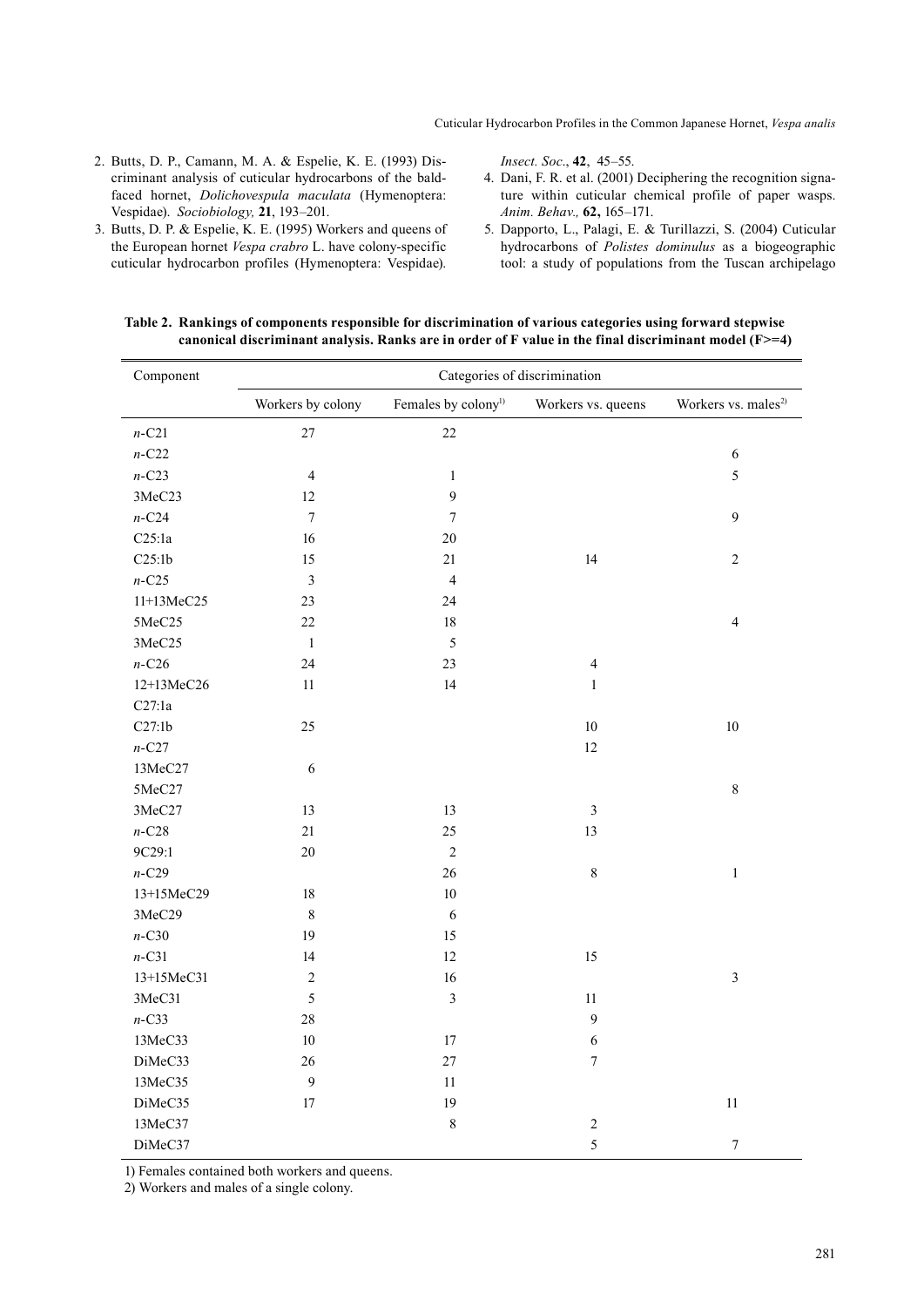2. Butts, D. P., Camann, M. A. & Espelie, K. E. (1993) Discriminant analysis of cuticular hydrocarbons of the baldfaced hornet, *Dolichovespula maculata* (Hymenoptera: Vespidae). *Sociobiology,* **21**, 193–201.
3. Butts, D. P. & Espelie, K. E. (1995) Workers and queens of the European hornet *Vespa crabro* L. have colony-specific cuticular hydrocarbon profiles (Hymenoptera: Vespidae). *Insect. Soc*., **42**, 45–55.
4. Dani, F. R. et al. (2001) Deciphering the recognition signature within cuticular chemical profile of paper wasps. *Anim. Behav.,* **62,** 165–171.
5. Dapporto, L., Palagi, E. & Turillazzi, S. (2004) Cuticular hydrocarbons of *Polistes dominulus* as a biogeographic tool: a study of populations from the Tuscan archipelago

**Table 2. Rankings of components responsible for discrimination of various categories using forward stepwise canonical discriminant analysis. Ranks are in order of F value in the final discriminant model (F>=4)**

| Component | Categories of discrimination | | | |
|---|---|---|---|---|
| | Workers by colony | Females by colony[1)] | Workers vs. queens | Workers vs. males[2)] |
| *n*-C21 | 27 | 22 | | |
| *n*-C22 | | | | 6 |
| *n*-C23 | 4 | 1 | | 5 |
| 3MeC23 | 12 | 9 | | |
| *n*-C24 | 7 | 7 | | 9 |
| C25:1a | 16 | 20 | | |
| C25:1b | 15 | 21 | 14 | 2 |
| *n*-C25 | 3 | 4 | | |
| 11+13MeC25 | 23 | 24 | | |
| 5MeC25 | 22 | 18 | | 4 |
| 3MeC25 | 1 | 5 | | |
| *n*-C26 | 24 | 23 | 4 | |
| 12+13MeC26 | 11 | 14 | 1 | |
| C27:1a | | | | |
| C27:1b | 25 | | 10 | 10 |
| *n*-C27 | | | 12 | |
| 13MeC27 | 6 | | | |
| 5MeC27 | | | | 8 |
| 3MeC27 | 13 | 13 | 3 | |
| *n*-C28 | 21 | 25 | 13 | |
| 9C29:1 | 20 | 2 | | |
| *n*-C29 | | 26 | 8 | 1 |
| 13+15MeC29 | 18 | 10 | | |
| 3MeC29 | 8 | 6 | | |
| *n*-C30 | 19 | 15 | | |
| *n*-C31 | 14 | 12 | 15 | |
| 13+15MeC31 | 2 | 16 | | 3 |
| 3MeC31 | 5 | 3 | 11 | |
| *n*-C33 | 28 | | 9 | |
| 13MeC33 | 10 | 17 | 6 | |
| DiMeC33 | 26 | 27 | 7 | |
| 13MeC35 | 9 | 11 | | |
| DiMeC35 | 17 | 19 | | 11 |
| 13MeC37 | | 8 | 2 | |
| DiMeC37 | | | 5 | 7 |

1) Females contained both workers and queens.
2) Workers and males of a single colony.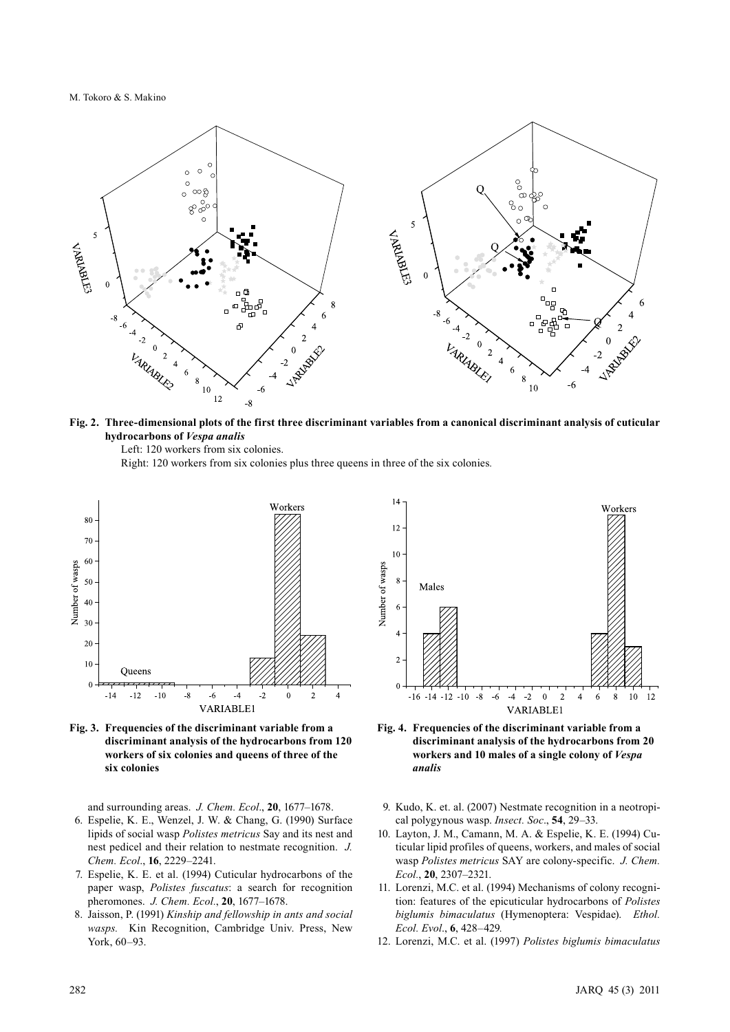**Fig. 2. Three-dimensional plots of the first three discriminant variables from a canonical discriminant analysis of cuticular hydrocarbons of *Vespa analis***

Left: 120 workers from six colonies.

Right: 120 workers from six colonies plus three queens in three of the six colonies.

**Fig. 3. Frequencies of the discriminant variable from a discriminant analysis of the hydrocarbons from 120 workers of six colonies and queens of three of the six colonies**

**Fig. 4. Frequencies of the discriminant variable from a discriminant analysis of the hydrocarbons from 20 workers and 10 males of a single colony of *Vespa analis***

and surrounding areas. *J. Chem. Ecol*., **20**, 1677–1678.

6. Espelie, K. E., Wenzel, J. W. & Chang, G. (1990) Surface lipids of social wasp *Polistes metricus* Say and its nest and nest pedicel and their relation to nestmate recognition. *J. Chem. Ecol*., **16**, 2229–2241.
7. Espelie, K. E. et al. (1994) Cuticular hydrocarbons of the paper wasp, *Polistes fuscatus*: a search for recognition pheromones. *J. Chem. Ecol.*, **20**, 1677–1678.
8. Jaisson, P. (1991) *Kinship and fellowship in ants and social wasps.* Kin Recognition, Cambridge Univ. Press, New York, 60–93.
9. Kudo, K. et. al. (2007) Nestmate recognition in a neotropical polygynous wasp. *Insect. Soc*., **54**, 29–33.
10. Layton, J. M., Camann, M. A. & Espelie, K. E. (1994) Cuticular lipid profiles of queens, workers, and males of social wasp *Polistes metricus* SAY are colony-specific. *J. Chem. Ecol*., **20**, 2307–2321.
11. Lorenzi, M.C. et al. (1994) Mechanisms of colony recognition: features of the epicuticular hydrocarbons of *Polistes biglumis bimaculatus* (Hymenoptera: Vespidae). *Ethol. Ecol. Evol*., **6**, 428–429.
12. Lorenzi, M.C. et al. (1997) *Polistes biglumis bimaculatus*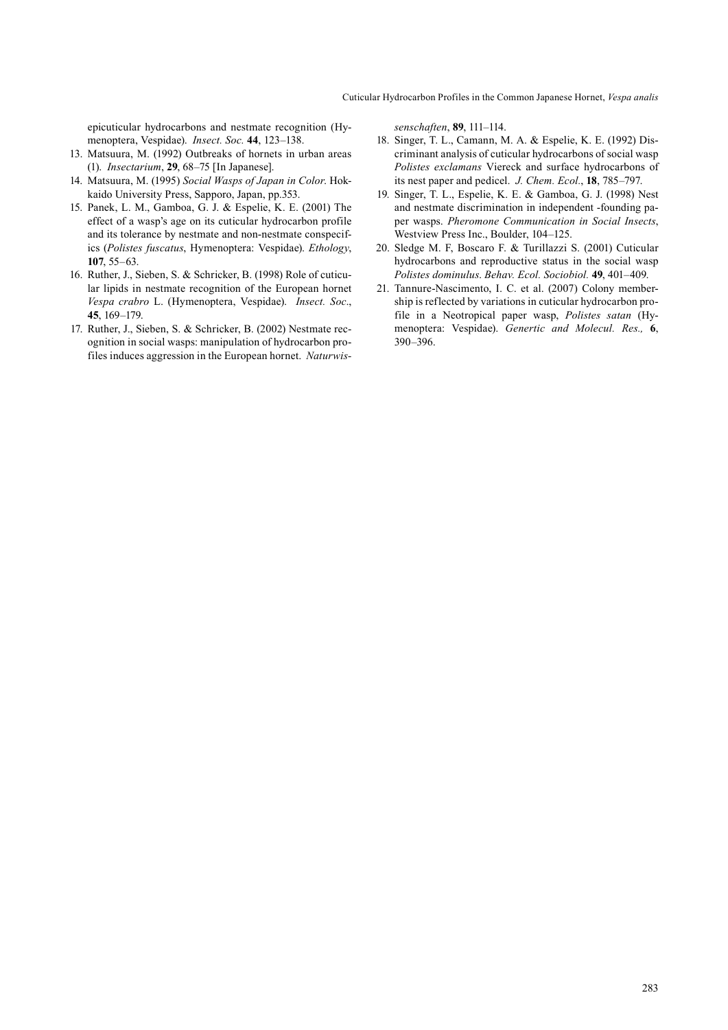epicuticular hydrocarbons and nestmate recognition (Hymenoptera, Vespidae). *Insect. Soc.* **44**, 123–138.

13. Matsuura, M. (1992) Outbreaks of hornets in urban areas (1). *Insectarium*, **29**, 68–75 [In Japanese].
14. Matsuura, M. (1995) *Social Wasps of Japan in Color*. Hokkaido University Press, Sapporo, Japan, pp.353.
15. Panek, L. M., Gamboa, G. J. & Espelie, K. E. (2001) The effect of a wasp's age on its cuticular hydrocarbon profile and its tolerance by nestmate and non-nestmate conspecifics (*Polistes fuscatus*, Hymenoptera: Vespidae). *Ethology*, **107**, 55–63.
16. Ruther, J., Sieben, S. & Schricker, B. (1998) Role of cuticular lipids in nestmate recognition of the European hornet *Vespa crabro* L. (Hymenoptera, Vespidae). *Insect. Soc*., **45**, 169–179.
17. Ruther, J., Sieben, S. & Schricker, B. (2002) Nestmate recognition in social wasps: manipulation of hydrocarbon profiles induces aggression in the European hornet. *Naturwissenschaften*, **89**, 111–114.
18. Singer, T. L., Camann, M. A. & Espelie, K. E. (1992) Discriminant analysis of cuticular hydrocarbons of social wasp *Polistes exclamans* Viereck and surface hydrocarbons of its nest paper and pedicel. *J. Chem. Ecol*., **18**, 785–797.
19. Singer, T. L., Espelie, K. E. & Gamboa, G. J. (1998) Nest and nestmate discrimination in independent -founding paper wasps. *Pheromone Communication in Social Insects*, Westview Press Inc., Boulder, 104–125.
20. Sledge M. F, Boscaro F. & Turillazzi S. (2001) Cuticular hydrocarbons and reproductive status in the social wasp *Polistes dominulus*. *Behav. Ecol. Sociobiol.* **49**, 401–409.
21. Tannure-Nascimento, I. C. et al. (2007) Colony membership is reflected by variations in cuticular hydrocarbon profile in a Neotropical paper wasp, *Polistes satan* (Hymenoptera: Vespidae). *Genertic and Molecul. Res.,* **6**, 390–396.